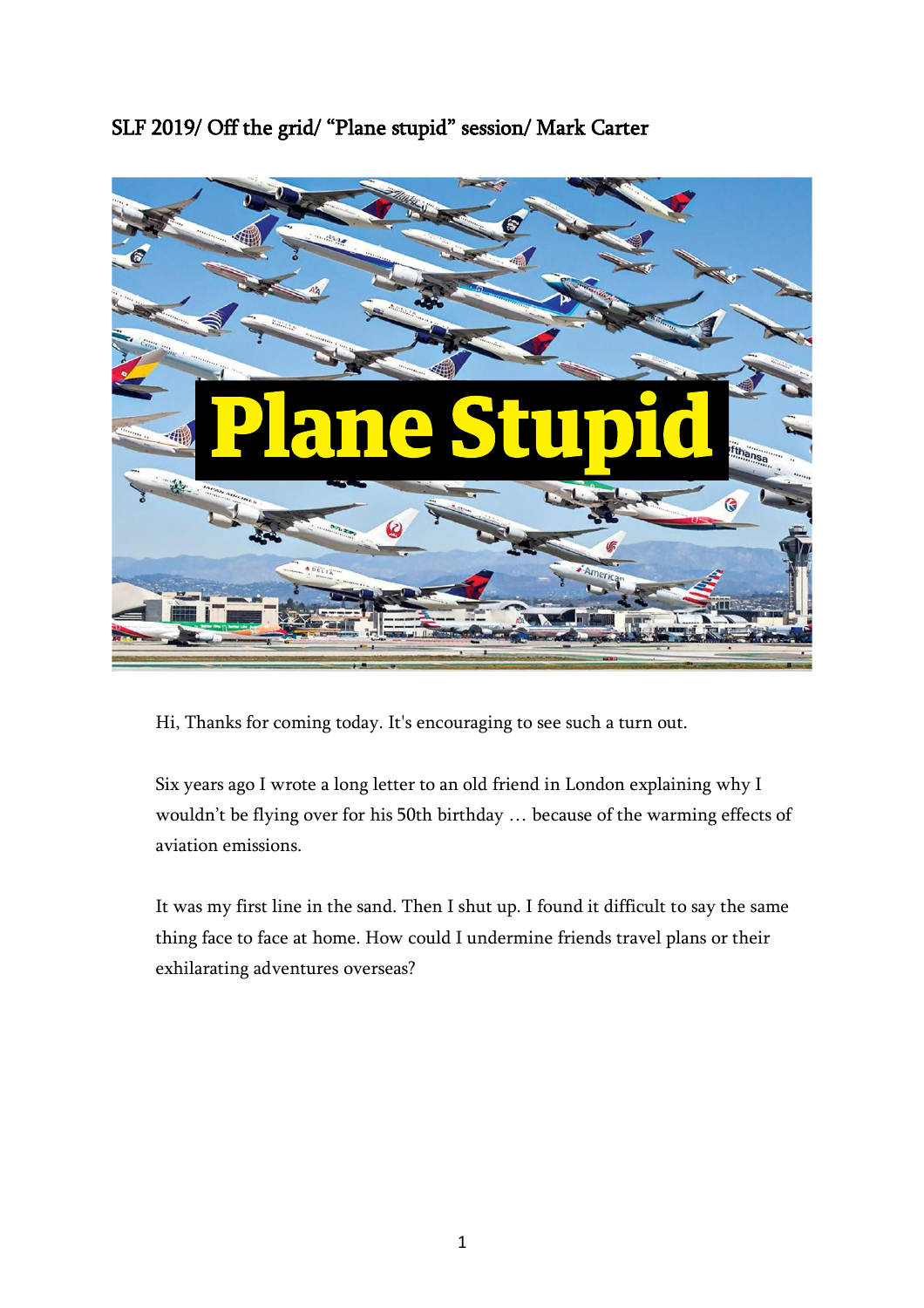# SLF 2019/ Off the grid/ "Plane stupid" session/ Mark Carter

Hi, Thanks for coming today. It's encouraging to see such a turn out.

Six years ago I wrote a long letter to an old friend in London explaining why I wouldn't be flying over for his 50th birthday … because of the warming effects of aviation emissions.

It was my first line in the sand. Then I shut up. I found it difficult to say the same thing face to face at home. How could I undermine friends travel plans or their exhilarating adventures overseas?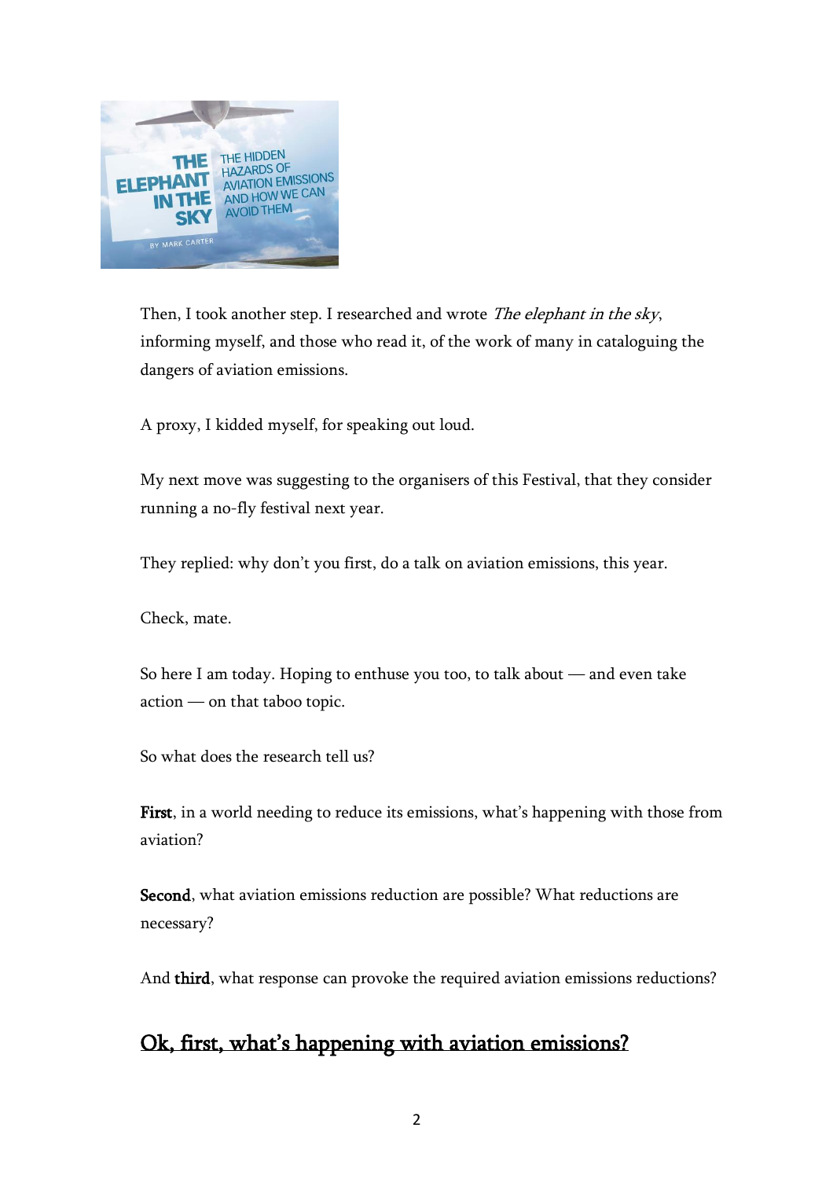Then, I took another step. I researched and wrote *The elephant in the sky*, informing myself, and those who read it, of the work of many in cataloguing the dangers of aviation emissions.

A proxy, I kidded myself, for speaking out loud.

My next move was suggesting to the organisers of this Festival, that they consider running a no-fly festival next year.

They replied: why don't you first, do a talk on aviation emissions, this year.

Check, mate.

So here I am today. Hoping to enthuse you too, to talk about — and even take action — on that taboo topic.

So what does the research tell us?

**First**, in a world needing to reduce its emissions, what's happening with those from aviation?

**Second**, what aviation emissions reduction are possible? What reductions are necessary?

And **third**, what response can provoke the required aviation emissions reductions?

## Ok, first, what's happening with aviation emissions?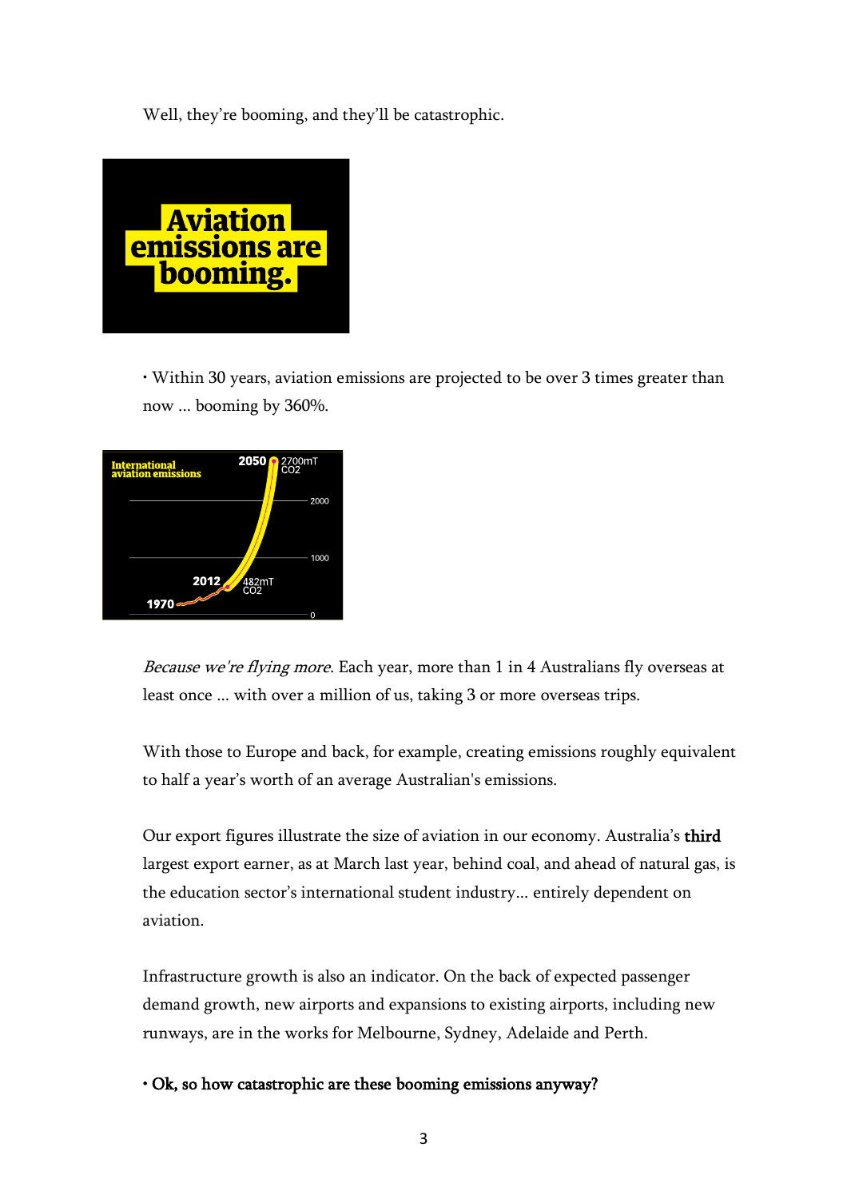Well, they're booming, and they'll be catastrophic.

Aviation emissions are booming.

• Within 30 years, aviation emissions are projected to be over 3 times greater than now ... booming by 360%.

International aviation emissions

2050 2700mT $CO_2$

2012 482mT $CO_2$

1970

*Because we're flying more*. Each year, more than 1 in 4 Australians fly overseas at least once ... with over a million of us, taking 3 or more overseas trips.

With those to Europe and back, for example, creating emissions roughly equivalent to half a year's worth of an average Australian's emissions.

Our export figures illustrate the size of aviation in our economy. Australia's **third** largest export earner, as at March last year, behind coal, and ahead of natural gas, is the education sector's international student industry... entirely dependent on aviation.

Infrastructure growth is also an indicator. On the back of expected passenger demand growth, new airports and expansions to existing airports, including new runways, are in the works for Melbourne, Sydney, Adelaide and Perth.

**• Ok, so how catastrophic are these booming emissions anyway?**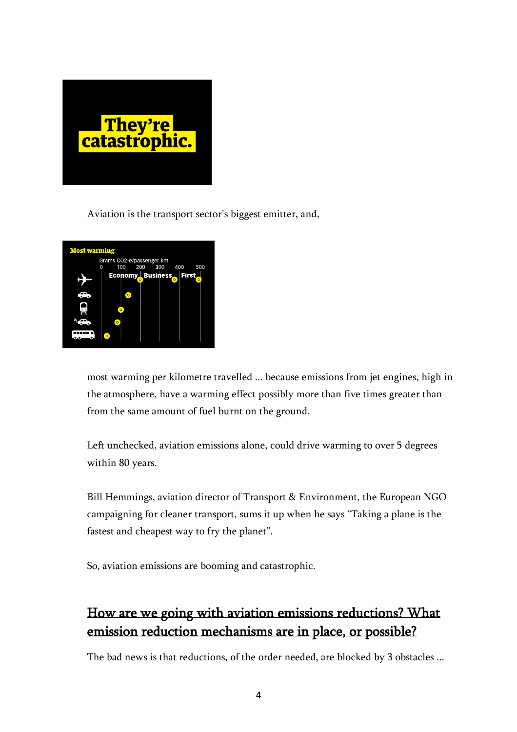They're catastrophic.

Aviation is the transport sector's biggest emitter, and,

Most warming

Grams CO2-e/passenger km

most warming per kilometre travelled … because emissions from jet engines, high in the atmosphere, have a warming effect possibly more than five times greater than from the same amount of fuel burnt on the ground.

Left unchecked, aviation emissions alone, could drive warming to over 5 degrees within 80 years.

Bill Hemmings, aviation director of Transport & Environment, the European NGO campaigning for cleaner transport, sums it up when he says "Taking a plane is the fastest and cheapest way to fry the planet".

So, aviation emissions are booming and catastrophic.

## How are we going with aviation emissions reductions? What emission reduction mechanisms are in place, or possible?

The bad news is that reductions, of the order needed, are blocked by 3 obstacles …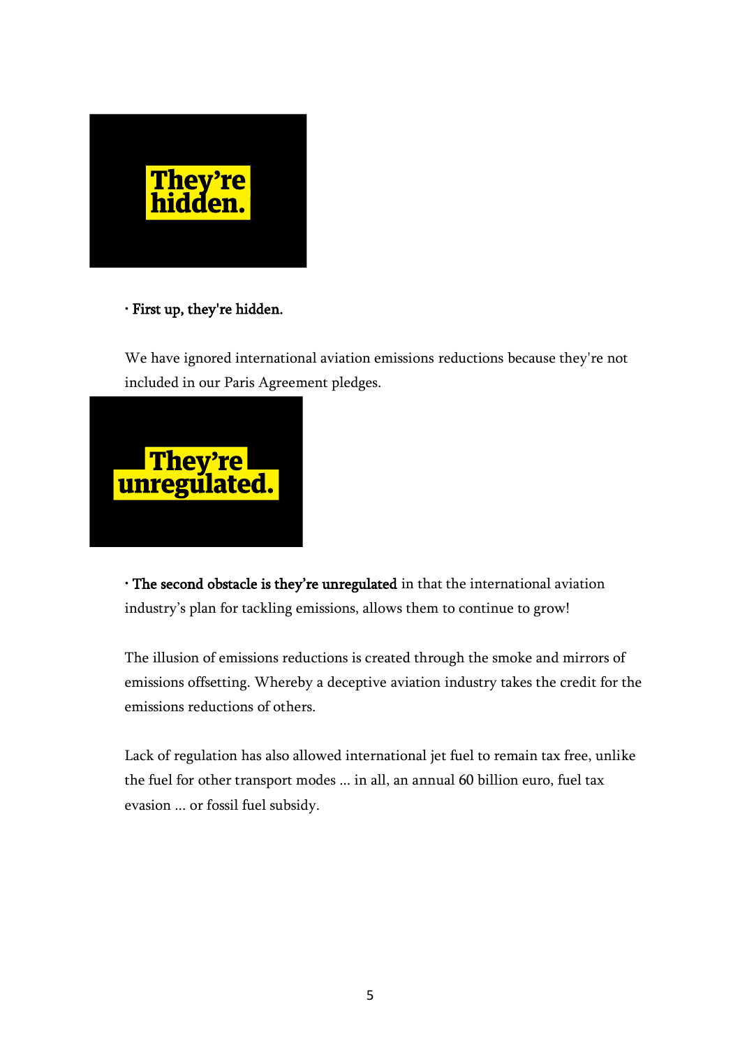They're hidden.

• **First up, they're hidden.**

We have ignored international aviation emissions reductions because they're not included in our Paris Agreement pledges.

They're unregulated.

• **The second obstacle is they're unregulated** in that the international aviation industry's plan for tackling emissions, allows them to continue to grow!

The illusion of emissions reductions is created through the smoke and mirrors of emissions offsetting. Whereby a deceptive aviation industry takes the credit for the emissions reductions of others.

Lack of regulation has also allowed international jet fuel to remain tax free, unlike the fuel for other transport modes … in all, an annual 60 billion euro, fuel tax evasion … or fossil fuel subsidy.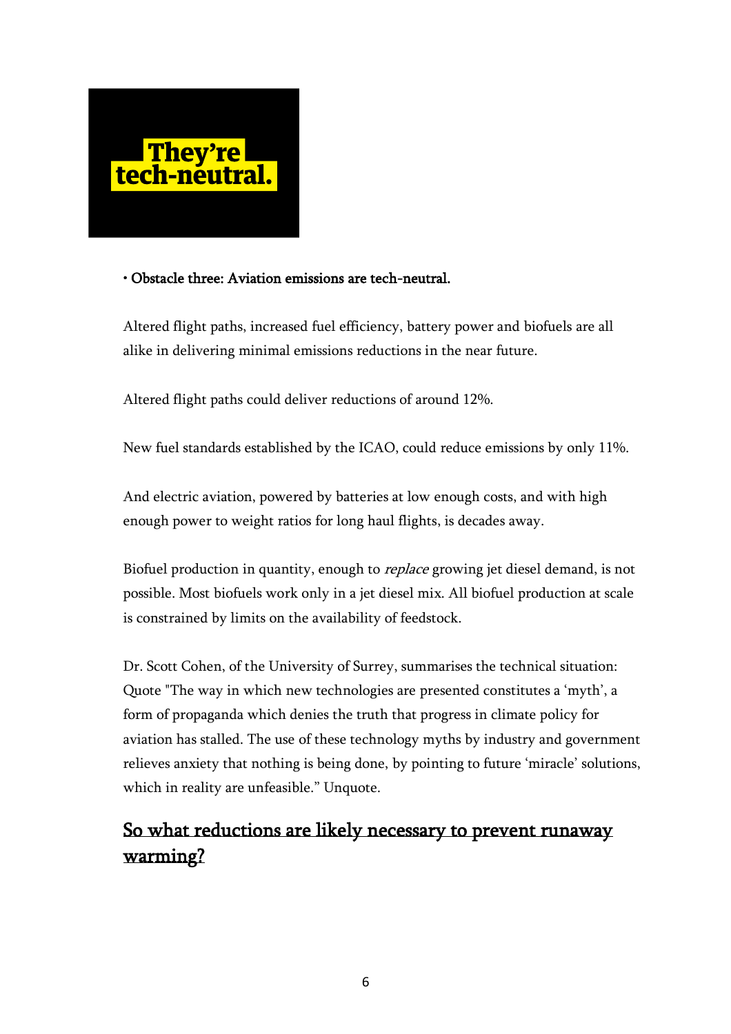**They're tech-neutral.**

• Obstacle three: Aviation emissions are tech-neutral.

Altered flight paths, increased fuel efficiency, battery power and biofuels are all alike in delivering minimal emissions reductions in the near future.

Altered flight paths could deliver reductions of around 12%.

New fuel standards established by the ICAO, could reduce emissions by only 11%.

And electric aviation, powered by batteries at low enough costs, and with high enough power to weight ratios for long haul flights, is decades away.

Biofuel production in quantity, enough to *replace* growing jet diesel demand, is not possible. Most biofuels work only in a jet diesel mix. All biofuel production at scale is constrained by limits on the availability of feedstock.

Dr. Scott Cohen, of the University of Surrey, summarises the technical situation: Quote "The way in which new technologies are presented constitutes a 'myth', a form of propaganda which denies the truth that progress in climate policy for aviation has stalled. The use of these technology myths by industry and government relieves anxiety that nothing is being done, by pointing to future 'miracle' solutions, which in reality are unfeasible." Unquote.

## So what reductions are likely necessary to prevent runaway warming?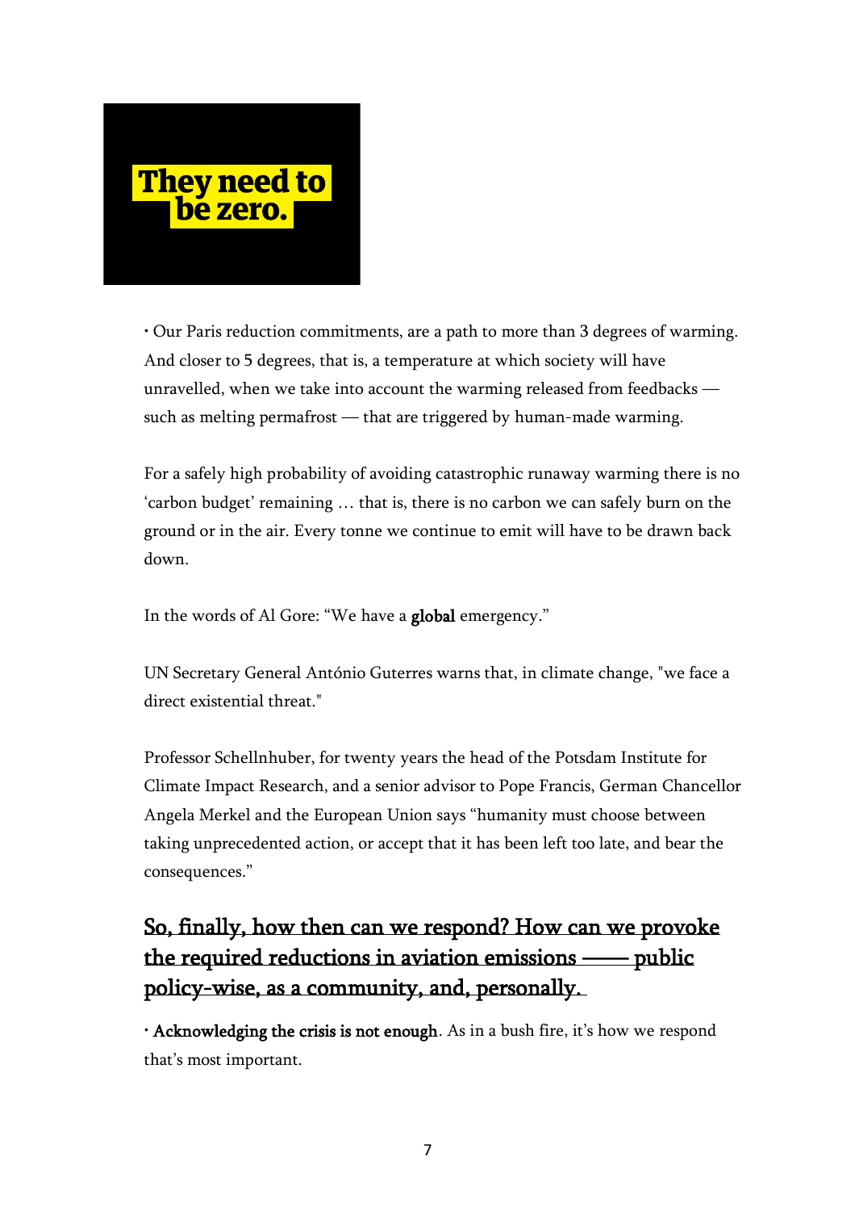**They need to be zero.**

• Our Paris reduction commitments, are a path to more than 3 degrees of warming. And closer to 5 degrees, that is, a temperature at which society will have unravelled, when we take into account the warming released from feedbacks — such as melting permafrost — that are triggered by human-made warming.

For a safely high probability of avoiding catastrophic runaway warming there is no 'carbon budget' remaining … that is, there is no carbon we can safely burn on the ground or in the air. Every tonne we continue to emit will have to be drawn back down.

In the words of Al Gore: "We have a **global** emergency."

UN Secretary General António Guterres warns that, in climate change, "we face a direct existential threat."

Professor Schellnhuber, for twenty years the head of the Potsdam Institute for Climate Impact Research, and a senior advisor to Pope Francis, German Chancellor Angela Merkel and the European Union says "humanity must choose between taking unprecedented action, or accept that it has been left too late, and bear the consequences."

## So, finally, how then can we respond? How can we provoke the required reductions in aviation emissions —— public policy-wise, as a community, and, personally.

• **Acknowledging the crisis is not enough**. As in a bush fire, it's how we respond that's most important.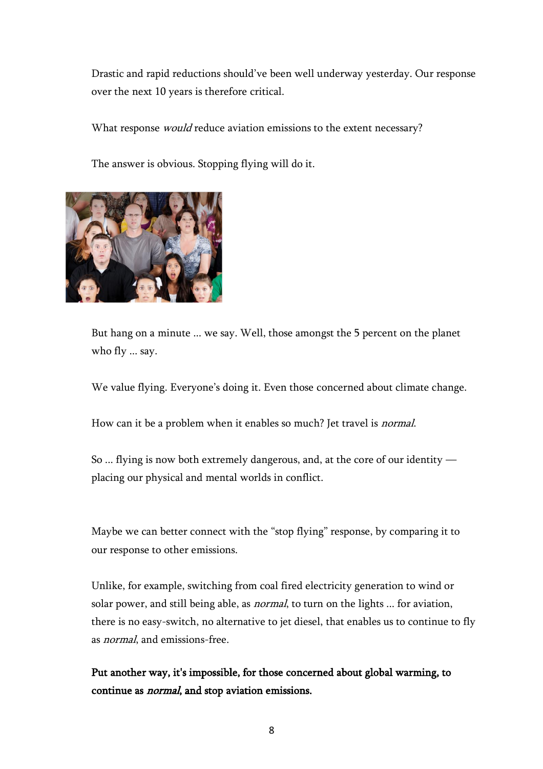Drastic and rapid reductions should've been well underway yesterday. Our response over the next 10 years is therefore critical.

What response *would* reduce aviation emissions to the extent necessary?

The answer is obvious. Stopping flying will do it.

But hang on a minute ... we say. Well, those amongst the 5 percent on the planet who fly ... say.

We value flying. Everyone's doing it. Even those concerned about climate change.

How can it be a problem when it enables so much? Jet travel is *normal*.

So ... flying is now both extremely dangerous, and, at the core of our identity — placing our physical and mental worlds in conflict.

Maybe we can better connect with the "stop flying" response, by comparing it to our response to other emissions.

Unlike, for example, switching from coal fired electricity generation to wind or solar power, and still being able, as *normal*, to turn on the lights ... for aviation, there is no easy-switch, no alternative to jet diesel, that enables us to continue to fly as *normal*, and emissions-free.

**Put another way, it's impossible, for those concerned about global warming, to continue as *normal*, and stop aviation emissions.**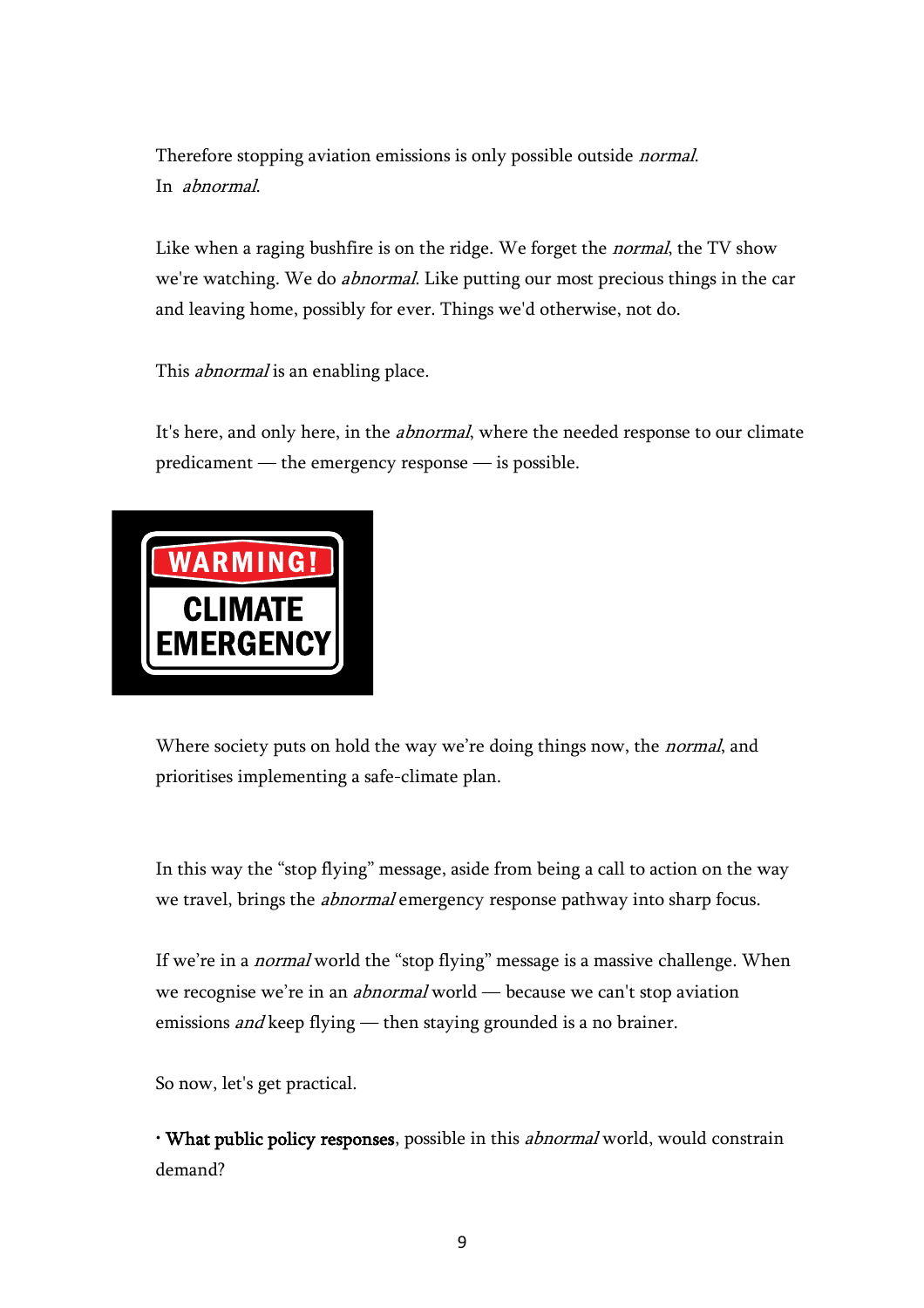Therefore stopping aviation emissions is only possible outside *normal*.
In *abnormal*.

Like when a raging bushfire is on the ridge. We forget the *normal*, the TV show we're watching. We do *abnormal*. Like putting our most precious things in the car and leaving home, possibly for ever. Things we'd otherwise, not do.

This *abnormal* is an enabling place.

It's here, and only here, in the *abnormal*, where the needed response to our climate predicament — the emergency response — is possible.

Where society puts on hold the way we're doing things now, the *normal*, and prioritises implementing a safe-climate plan.

In this way the "stop flying" message, aside from being a call to action on the way we travel, brings the *abnormal* emergency response pathway into sharp focus.

If we're in a *normal* world the "stop flying" message is a massive challenge. When we recognise we're in an *abnormal* world — because we can't stop aviation emissions *and* keep flying — then staying grounded is a no brainer.

So now, let's get practical.

· **What public policy responses**, possible in this *abnormal* world, would constrain demand?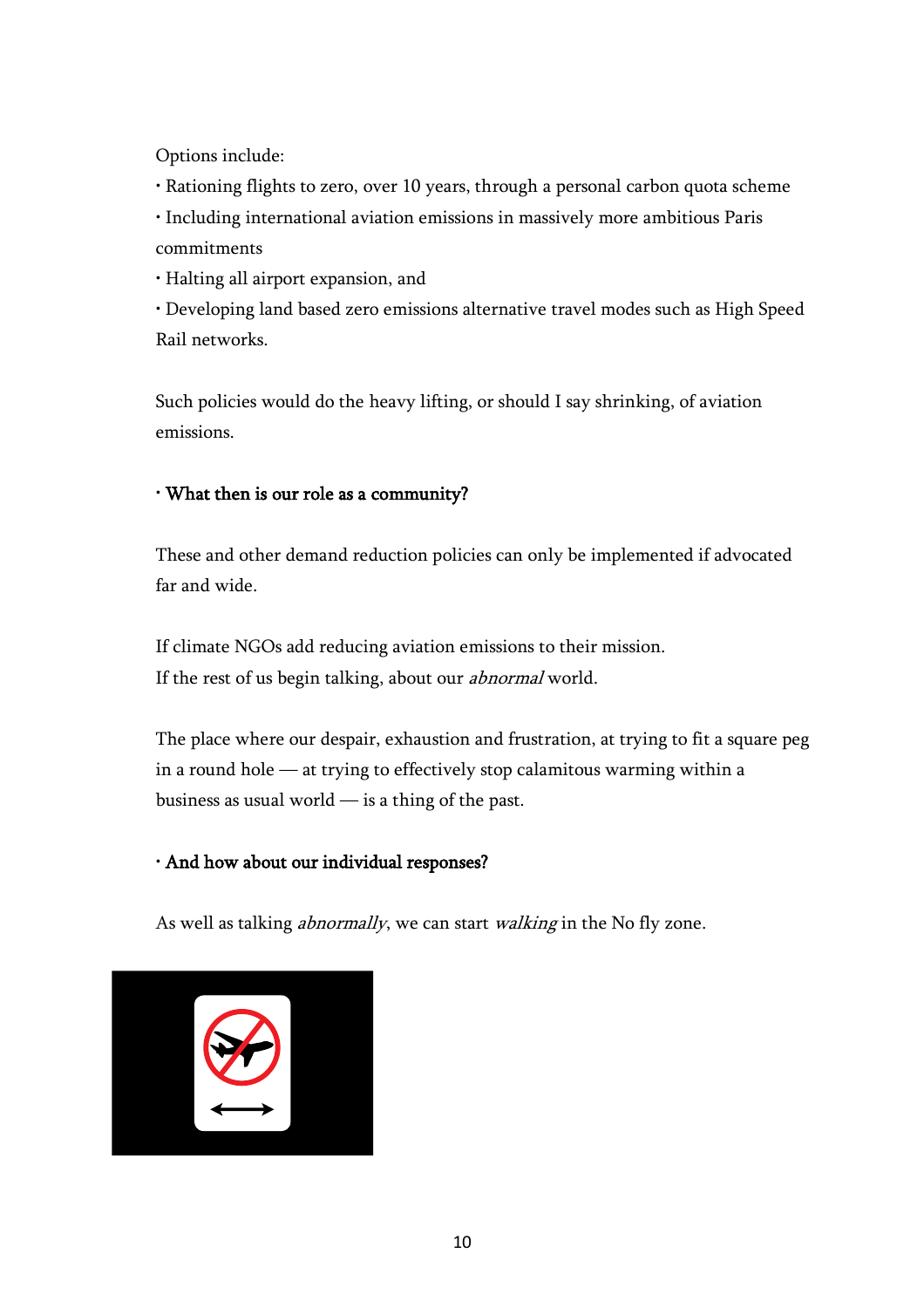Options include:

- Rationing flights to zero, over 10 years, through a personal carbon quota scheme
- Including international aviation emissions in massively more ambitious Paris commitments
- Halting all airport expansion, and
- Developing land based zero emissions alternative travel modes such as High Speed Rail networks.

Such policies would do the heavy lifting, or should I say shrinking, of aviation emissions.

- **What then is our role as a community?**

These and other demand reduction policies can only be implemented if advocated far and wide.

If climate NGOs add reducing aviation emissions to their mission.
If the rest of us begin talking, about our *abnormal* world.

The place where our despair, exhaustion and frustration, at trying to fit a square peg in a round hole — at trying to effectively stop calamitous warming within a business as usual world — is a thing of the past.

- **And how about our individual responses?**

As well as talking *abnormally*, we can start *walking* in the No fly zone.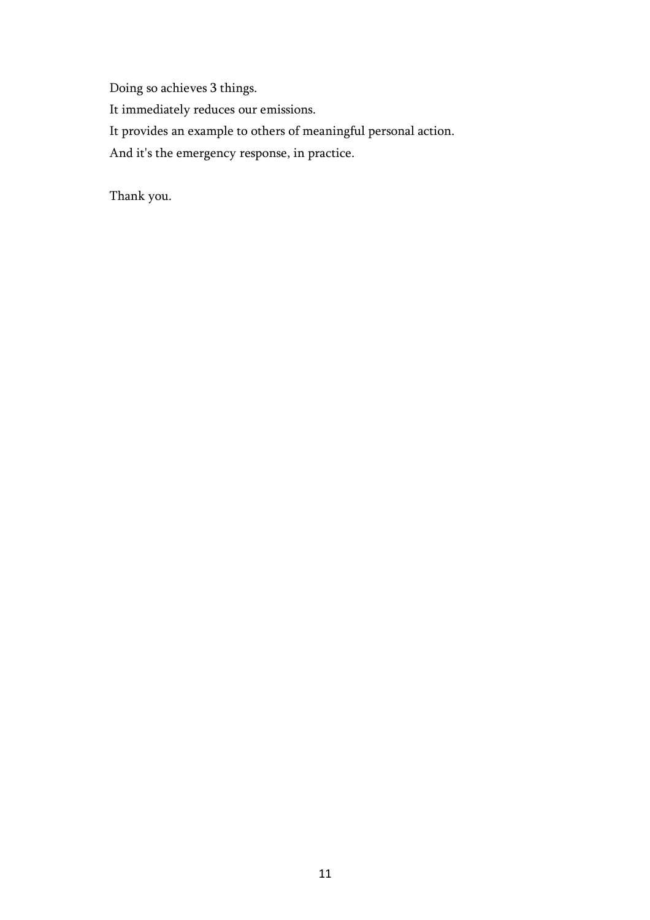Doing so achieves 3 things.

It immediately reduces our emissions.

It provides an example to others of meaningful personal action.

And it's the emergency response, in practice.

Thank you.